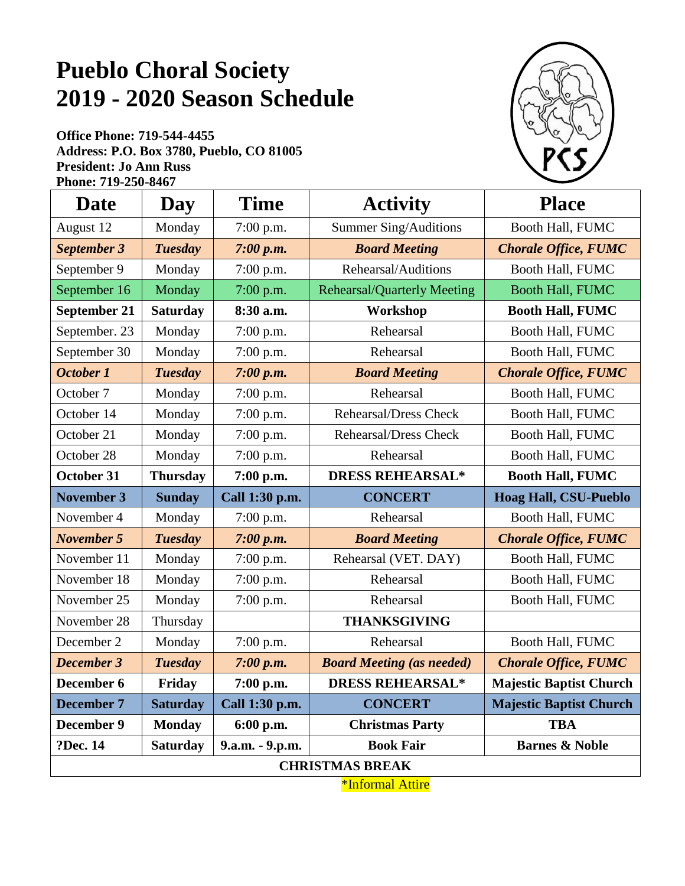# Pueblo Choral Society
# 2019 - 2020 Season Schedule

**Office Phone: 719-544-4455**
**Address: P.O. Box 3780, Pueblo, CO 81005**
**President: Jo Ann Russ**
**Phone: 719-250-8467**

| Date | Day | Time | Activity | Place |
|---|---|---|---|---|
| August 12 | Monday | 7:00 p.m. | Summer Sing/Auditions | Booth Hall, FUMC |
| ***September 3*** | ***Tuesday*** | ***7:00 p.m.*** | ***Board Meeting*** | ***Chorale Office, FUMC*** |
| September 9 | Monday | 7:00 p.m. | Rehearsal/Auditions | Booth Hall, FUMC |
| September 16 | Monday | 7:00 p.m. | Rehearsal/Quarterly Meeting | Booth Hall, FUMC |
| **September 21** | **Saturday** | **8:30 a.m.** | **Workshop** | **Booth Hall, FUMC** |
| September. 23 | Monday | 7:00 p.m. | Rehearsal | Booth Hall, FUMC |
| September 30 | Monday | 7:00 p.m. | Rehearsal | Booth Hall, FUMC |
| ***October 1*** | ***Tuesday*** | ***7:00 p.m.*** | ***Board Meeting*** | ***Chorale Office, FUMC*** |
| October 7 | Monday | 7:00 p.m. | Rehearsal | Booth Hall, FUMC |
| October 14 | Monday | 7:00 p.m. | Rehearsal/Dress Check | Booth Hall, FUMC |
| October 21 | Monday | 7:00 p.m. | Rehearsal/Dress Check | Booth Hall, FUMC |
| October 28 | Monday | 7:00 p.m. | Rehearsal | Booth Hall, FUMC |
| **October 31** | **Thursday** | **7:00 p.m.** | **DRESS REHEARSAL*** | **Booth Hall, FUMC** |
| **November 3** | **Sunday** | **Call 1:30 p.m.** | **CONCERT** | **Hoag Hall, CSU-Pueblo** |
| November 4 | Monday | 7:00 p.m. | Rehearsal | Booth Hall, FUMC |
| ***November 5*** | ***Tuesday*** | ***7:00 p.m.*** | ***Board Meeting*** | ***Chorale Office, FUMC*** |
| November 11 | Monday | 7:00 p.m. | Rehearsal (VET. DAY) | Booth Hall, FUMC |
| November 18 | Monday | 7:00 p.m. | Rehearsal | Booth Hall, FUMC |
| November 25 | Monday | 7:00 p.m. | Rehearsal | Booth Hall, FUMC |
| November 28 | Thursday | | **THANKSGIVING** | |
| December 2 | Monday | 7:00 p.m. | Rehearsal | Booth Hall, FUMC |
| ***December 3*** | ***Tuesday*** | ***7:00 p.m.*** | ***Board Meeting (as needed)*** | ***Chorale Office, FUMC*** |
| **December 6** | **Friday** | **7:00 p.m.** | **DRESS REHEARSAL*** | **Majestic Baptist Church** |
| **December 7** | **Saturday** | **Call 1:30 p.m.** | **CONCERT** | **Majestic Baptist Church** |
| **December 9** | **Monday** | **6:00 p.m.** | **Christmas Party** | **TBA** |
| **?Dec. 14** | **Saturday** | **9.a.m. - 9.p.m.** | **Book Fair** | **Barnes & Noble** |
| **CHRISTMAS BREAK** | | | | |

*Informal Attire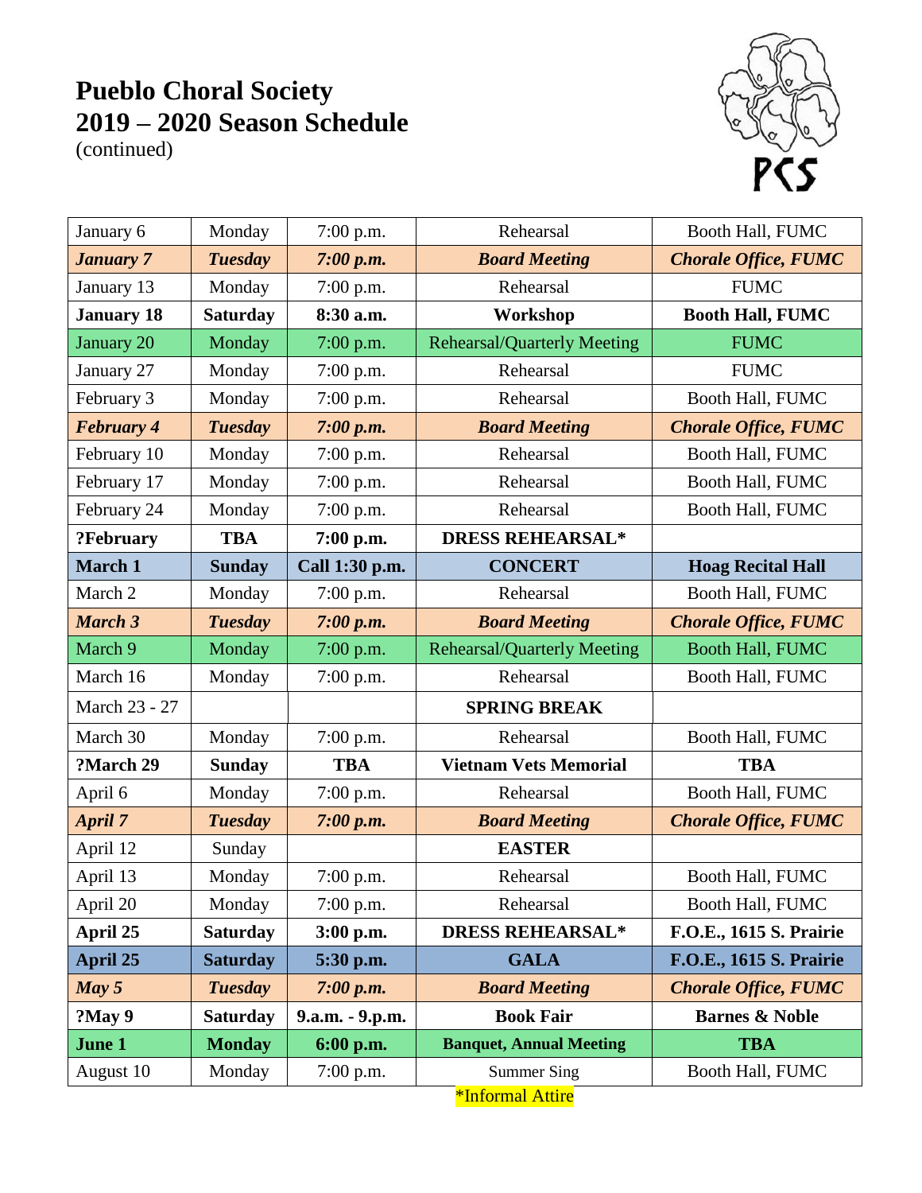# Pueblo Choral Society
# 2019 – 2020 Season Schedule
(continued)

| | | | | |
|---|---|---|---|---|
| January 6 | Monday | 7:00 p.m. | Rehearsal | Booth Hall, FUMC |
| ***January 7*** | ***Tuesday*** | ***7:00 p.m.*** | ***Board Meeting*** | ***Chorale Office, FUMC*** |
| January 13 | Monday | 7:00 p.m. | Rehearsal | FUMC |
| **January 18** | **Saturday** | **8:30 a.m.** | **Workshop** | **Booth Hall, FUMC** |
| January 20 | Monday | 7:00 p.m. | Rehearsal/Quarterly Meeting | FUMC |
| January 27 | Monday | 7:00 p.m. | Rehearsal | FUMC |
| February 3 | Monday | 7:00 p.m. | Rehearsal | Booth Hall, FUMC |
| ***February 4*** | ***Tuesday*** | ***7:00 p.m.*** | ***Board Meeting*** | ***Chorale Office, FUMC*** |
| February 10 | Monday | 7:00 p.m. | Rehearsal | Booth Hall, FUMC |
| February 17 | Monday | 7:00 p.m. | Rehearsal | Booth Hall, FUMC |
| February 24 | Monday | 7:00 p.m. | Rehearsal | Booth Hall, FUMC |
| **?February** | **TBA** | **7:00 p.m.** | **DRESS REHEARSAL*** | |
| **March 1** | **Sunday** | **Call 1:30 p.m.** | **CONCERT** | **Hoag Recital Hall** |
| March 2 | Monday | 7:00 p.m. | Rehearsal | Booth Hall, FUMC |
| ***March 3*** | ***Tuesday*** | ***7:00 p.m.*** | ***Board Meeting*** | ***Chorale Office, FUMC*** |
| March 9 | Monday | 7:00 p.m. | Rehearsal/Quarterly Meeting | Booth Hall, FUMC |
| March 16 | Monday | 7:00 p.m. | Rehearsal | Booth Hall, FUMC |
| March 23 - 27 | | | **SPRING BREAK** | |
| March 30 | Monday | 7:00 p.m. | Rehearsal | Booth Hall, FUMC |
| **?March 29** | **Sunday** | **TBA** | **Vietnam Vets Memorial** | **TBA** |
| April 6 | Monday | 7:00 p.m. | Rehearsal | Booth Hall, FUMC |
| ***April 7*** | ***Tuesday*** | ***7:00 p.m.*** | ***Board Meeting*** | ***Chorale Office, FUMC*** |
| April 12 | Sunday | | **EASTER** | |
| April 13 | Monday | 7:00 p.m. | Rehearsal | Booth Hall, FUMC |
| April 20 | Monday | 7:00 p.m. | Rehearsal | Booth Hall, FUMC |
| **April 25** | **Saturday** | **3:00 p.m.** | **DRESS REHEARSAL*** | **F.O.E., 1615 S. Prairie** |
| **April 25** | **Saturday** | **5:30 p.m.** | **GALA** | **F.O.E., 1615 S. Prairie** |
| ***May 5*** | ***Tuesday*** | ***7:00 p.m.*** | ***Board Meeting*** | ***Chorale Office, FUMC*** |
| **?May 9** | **Saturday** | **9.a.m. - 9.p.m.** | **Book Fair** | **Barnes & Noble** |
| **June 1** | **Monday** | **6:00 p.m.** | **Banquet, Annual Meeting** | **TBA** |
| August 10 | Monday | 7:00 p.m. | Summer Sing | Booth Hall, FUMC |

*Informal Attire